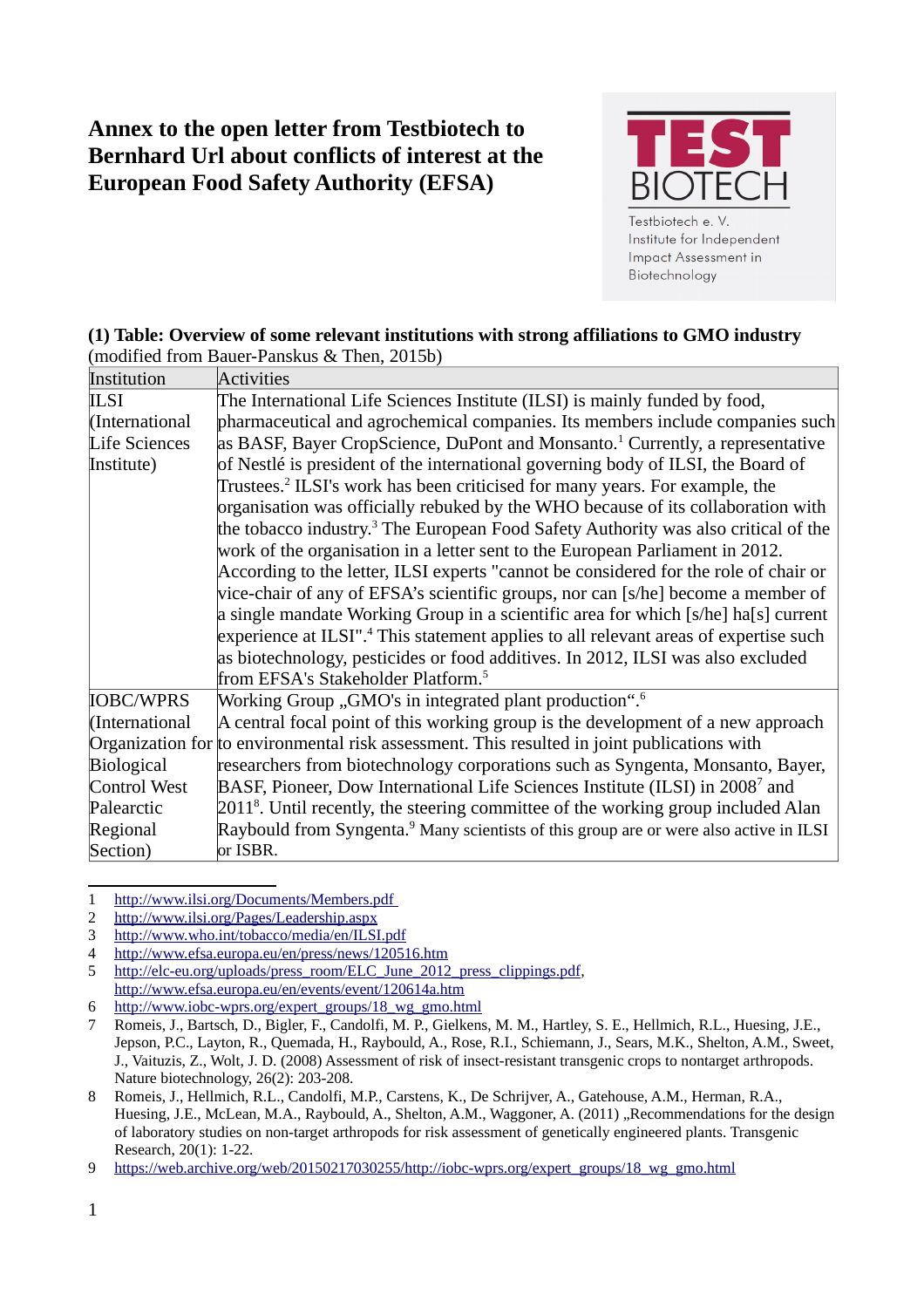# Annex to the open letter from Testbiotech to Bernhard Url about conflicts of interest at the European Food Safety Authority (EFSA)

Testbiotech e. V.
Institute for Independent Impact Assessment in Biotechnology

**(1) Table: Overview of some relevant institutions with strong affiliations to GMO industry** (modified from Bauer-Panskus & Then, 2015b)

| Institution | Activities |
|---|---|
| ILSI (International Life Sciences Institute) | The International Life Sciences Institute (ILSI) is mainly funded by food, pharmaceutical and agrochemical companies. Its members include companies such as BASF, Bayer CropScience, DuPont and Monsanto.[1] Currently, a representative of Nestlé is president of the international governing body of ILSI, the Board of Trustees.[2] ILSI's work has been criticised for many years. For example, the organisation was officially rebuked by the WHO because of its collaboration with the tobacco industry.[3] The European Food Safety Authority was also critical of the work of the organisation in a letter sent to the European Parliament in 2012. According to the letter, ILSI experts "cannot be considered for the role of chair or vice-chair of any of EFSA's scientific groups, nor can [s/he] become a member of a single mandate Working Group in a scientific area for which [s/he] ha[s] current experience at ILSI".[4] This statement applies to all relevant areas of expertise such as biotechnology, pesticides or food additives. In 2012, ILSI was also excluded from EFSA's Stakeholder Platform.[5] |
| IOBC/WPRS (International Organization for Biological Control West Palearctic Regional Section) | Working Group „GMO's in integrated plant production".[6] A central focal point of this working group is the development of a new approach to environmental risk assessment. This resulted in joint publications with researchers from biotechnology corporations such as Syngenta, Monsanto, Bayer, BASF, Pioneer, Dow International Life Sciences Institute (ILSI) in 2008[7] and 2011[8]. Until recently, the steering committee of the working group included Alan Raybould from Syngenta.[9] Many scientists of this group are or were also active in ILSI or ISBR. |

1. http://www.ilsi.org/Documents/Members.pdf
2. http://www.ilsi.org/Pages/Leadership.aspx
3. http://www.who.int/tobacco/media/en/ILSI.pdf
4. http://www.efsa.europa.eu/en/press/news/120516.htm
5. http://elc-eu.org/uploads/press_room/ELC_June_2012_press_clippings.pdf, http://www.efsa.europa.eu/en/events/event/120614a.htm
6. http://www.iobc-wprs.org/expert_groups/18_wg_gmo.html
7. Romeis, J., Bartsch, D., Bigler, F., Candolfi, M. P., Gielkens, M. M., Hartley, S. E., Hellmich, R.L., Huesing, J.E., Jepson, P.C., Layton, R., Quemada, H., Raybould, A., Rose, R.I., Schiemann, J., Sears, M.K., Shelton, A.M., Sweet, J., Vaituzis, Z., Wolt, J. D. (2008) Assessment of risk of insect-resistant transgenic crops to nontarget arthropods. Nature biotechnology, 26(2): 203-208.
8. Romeis, J., Hellmich, R.L., Candolfi, M.P., Carstens, K., De Schrijver, A., Gatehouse, A.M., Herman, R.A., Huesing, J.E., McLean, M.A., Raybould, A., Shelton, A.M., Waggoner, A. (2011) „Recommendations for the design of laboratory studies on non-target arthropods for risk assessment of genetically engineered plants. Transgenic Research, 20(1): 1-22.
9. https://web.archive.org/web/20150217030255/http://iobc-wprs.org/expert_groups/18_wg_gmo.html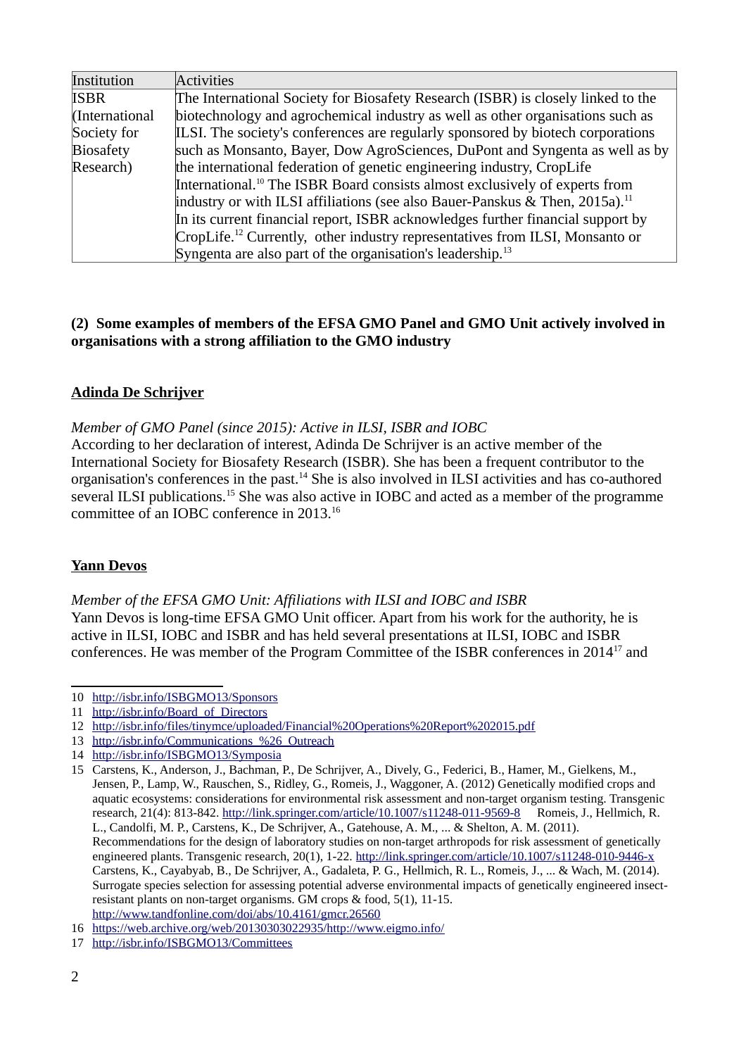| Institution | Activities |
|---|---|
| ISBR (International Society for Biosafety Research) | The International Society for Biosafety Research (ISBR) is closely linked to the biotechnology and agrochemical industry as well as other organisations such as ILSI. The society's conferences are regularly sponsored by biotech corporations such as Monsanto, Bayer, Dow AgroSciences, DuPont and Syngenta as well as by the international federation of genetic engineering industry, CropLife International.[10] The ISBR Board consists almost exclusively of experts from industry or with ILSI affiliations (see also Bauer-Panskus & Then, 2015a).[11] In its current financial report, ISBR acknowledges further financial support by CropLife.[12] Currently, other industry representatives from ILSI, Monsanto or Syngenta are also part of the organisation's leadership.[13] |

**(2) Some examples of members of the EFSA GMO Panel and GMO Unit actively involved in organisations with a strong affiliation to the GMO industry**

**Adinda De Schrijver**

*Member of GMO Panel (since 2015): Active in ILSI, ISBR and IOBC*

According to her declaration of interest, Adinda De Schrijver is an active member of the International Society for Biosafety Research (ISBR). She has been a frequent contributor to the organisation's conferences in the past.[14] She is also involved in ILSI activities and has co-authored several ILSI publications.[15] She was also active in IOBC and acted as a member of the programme committee of an IOBC conference in 2013.[16]

**Yann Devos**

*Member of the EFSA GMO Unit: Affiliations with ILSI and IOBC and ISBR*

Yann Devos is long-time EFSA GMO Unit officer. Apart from his work for the authority, he is active in ILSI, IOBC and ISBR and has held several presentations at ILSI, IOBC and ISBR conferences. He was member of the Program Committee of the ISBR conferences in 2014[17] and

---

10 http://isbr.info/ISBGMO13/Sponsors

11 http://isbr.info/Board_of_Directors

12 http://isbr.info/files/tinymce/uploaded/Financial%20Operations%20Report%202015.pdf

13 http://isbr.info/Communications_%26_Outreach

14 http://isbr.info/ISBGMO13/Symposia

15 Carstens, K., Anderson, J., Bachman, P., De Schrijver, A., Dively, G., Federici, B., Hamer, M., Gielkens, M., Jensen, P., Lamp, W., Rauschen, S., Ridley, G., Romeis, J., Waggoner, A. (2012) Genetically modified crops and aquatic ecosystems: considerations for environmental risk assessment and non-target organism testing. Transgenic research, 21(4): 813-842. http://link.springer.com/article/10.1007/s11248-011-9569-8 Romeis, J., Hellmich, R. L., Candolfi, M. P., Carstens, K., De Schrijver, A., Gatehouse, A. M., ... & Shelton, A. M. (2011). Recommendations for the design of laboratory studies on non-target arthropods for risk assessment of genetically engineered plants. Transgenic research, 20(1), 1-22. http://link.springer.com/article/10.1007/s11248-010-9446-x Carstens, K., Cayabyab, B., De Schrijver, A., Gadaleta, P. G., Hellmich, R. L., Romeis, J., ... & Wach, M. (2014). Surrogate species selection for assessing potential adverse environmental impacts of genetically engineered insect-resistant plants on non-target organisms. GM crops & food, 5(1), 11-15. http://www.tandfonline.com/doi/abs/10.4161/gmcr.26560

16 https://web.archive.org/web/20130303022935/http://www.eigmo.info/

17 http://isbr.info/ISBGMO13/Committees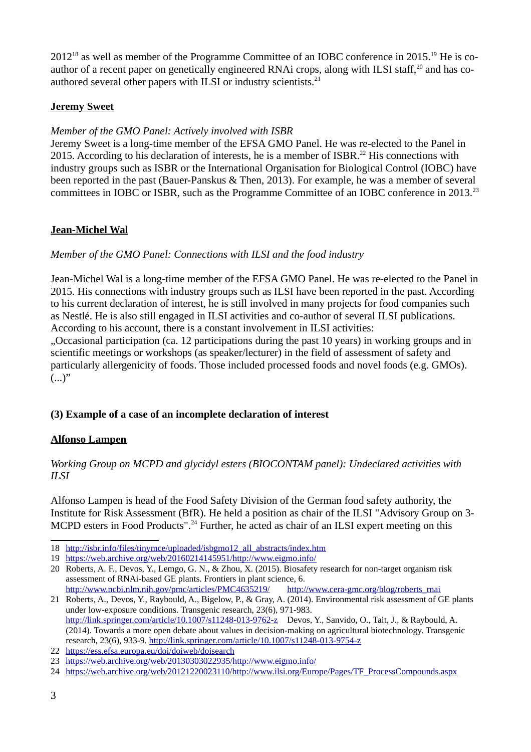2012[18] as well as member of the Programme Committee of an IOBC conference in 2015.[19] He is co-author of a recent paper on genetically engineered RNAi crops, along with ILSI staff,[20] and has co-authored several other papers with ILSI or industry scientists.[21]

**Jeremy Sweet**

*Member of the GMO Panel: Actively involved with ISBR*

Jeremy Sweet is a long-time member of the EFSA GMO Panel. He was re-elected to the Panel in 2015. According to his declaration of interests, he is a member of ISBR.[22] His connections with industry groups such as ISBR or the International Organisation for Biological Control (IOBC) have been reported in the past (Bauer-Panskus & Then, 2013). For example, he was a member of several committees in IOBC or ISBR, such as the Programme Committee of an IOBC conference in 2013.[23]

**Jean-Michel Wal**

*Member of the GMO Panel: Connections with ILSI and the food industry*

Jean-Michel Wal is a long-time member of the EFSA GMO Panel. He was re-elected to the Panel in 2015. His connections with industry groups such as ILSI have been reported in the past. According to his current declaration of interest, he is still involved in many projects for food companies such as Nestlé. He is also still engaged in ILSI activities and co-author of several ILSI publications. According to his account, there is a constant involvement in ILSI activities:

„Occasional participation (ca. 12 participations during the past 10 years) in working groups and in scientific meetings or workshops (as speaker/lecturer) in the field of assessment of safety and particularly allergenicity of foods. Those included processed foods and novel foods (e.g. GMOs). (...)"

### (3) Example of a case of an incomplete declaration of interest

**Alfonso Lampen**

*Working Group on MCPD and glycidyl esters (BIOCONTAM panel): Undeclared activities with ILSI*

Alfonso Lampen is head of the Food Safety Division of the German food safety authority, the Institute for Risk Assessment (BfR). He held a position as chair of the ILSI "Advisory Group on 3-MCPD esters in Food Products".[24] Further, he acted as chair of an ILSI expert meeting on this

---

18 http://isbr.info/files/tinymce/uploaded/isbgmo12_all_abstracts/index.htm

19 https://web.archive.org/web/20160214145951/http://www.eigmo.info/

20 Roberts, A. F., Devos, Y., Lemgo, G. N., & Zhou, X. (2015). Biosafety research for non-target organism risk assessment of RNAi-based GE plants. Frontiers in plant science, 6. http://www.ncbi.nlm.nih.gov/pmc/articles/PMC4635219/ http://www.cera-gmc.org/blog/roberts_rnai

21 Roberts, A., Devos, Y., Raybould, A., Bigelow, P., & Gray, A. (2014). Environmental risk assessment of GE plants under low-exposure conditions. Transgenic research, 23(6), 971-983. http://link.springer.com/article/10.1007/s11248-013-9762-z Devos, Y., Sanvido, O., Tait, J., & Raybould, A. (2014). Towards a more open debate about values in decision-making on agricultural biotechnology. Transgenic research, 23(6), 933-9. http://link.springer.com/article/10.1007/s11248-013-9754-z

22 https://ess.efsa.europa.eu/doi/doiweb/doisearch

23 https://web.archive.org/web/20130303022935/http://www.eigmo.info/

24 https://web.archive.org/web/20121220023110/http://www.ilsi.org/Europe/Pages/TF_ProcessCompounds.aspx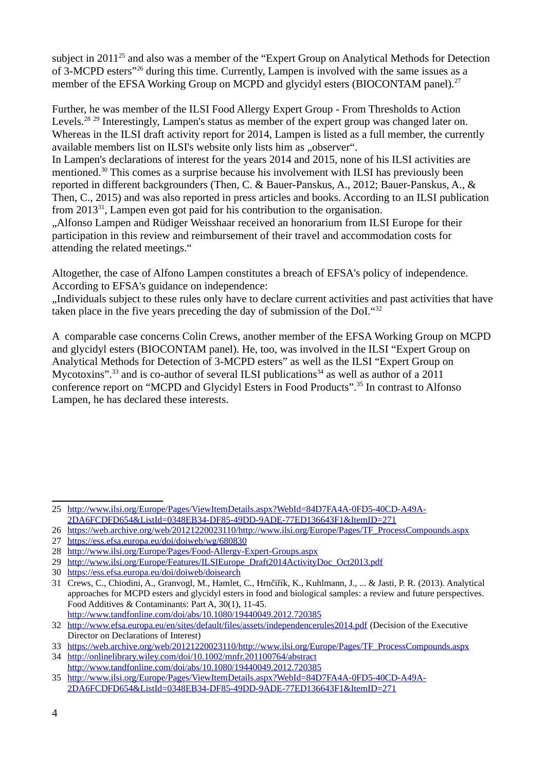subject in 2011[25] and also was a member of the “Expert Group on Analytical Methods for Detection of 3-MCPD esters”[26] during this time. Currently, Lampen is involved with the same issues as a member of the EFSA Working Group on MCPD and glycidyl esters (BIOCONTAM panel).[27]

Further, he was member of the ILSI Food Allergy Expert Group - From Thresholds to Action Levels.[28] [29] Interestingly, Lampen's status as member of the expert group was changed later on. Whereas in the ILSI draft activity report for 2014, Lampen is listed as a full member, the currently available members list on ILSI's website only lists him as „observer“.

In Lampen's declarations of interest for the years 2014 and 2015, none of his ILSI activities are mentioned.[30] This comes as a surprise because his involvement with ILSI has previously been reported in different backgrounders (Then, C. & Bauer-Panskus, A., 2012; Bauer-Panskus, A., & Then, C., 2015) and was also reported in press articles and books. According to an ILSI publication from 2013[31], Lampen even got paid for his contribution to the organisation.

„Alfonso Lampen and Rüdiger Weisshaar received an honorarium from ILSI Europe for their participation in this review and reimbursement of their travel and accommodation costs for attending the related meetings.“

Altogether, the case of Alfono Lampen constitutes a breach of EFSA's policy of independence. According to EFSA's guidance on independence:

„Individuals subject to these rules only have to declare current activities and past activities that have taken place in the five years preceding the day of submission of the DoI.“[32]

A comparable case concerns Colin Crews, another member of the EFSA Working Group on MCPD and glycidyl esters (BIOCONTAM panel). He, too, was involved in the ILSI “Expert Group on Analytical Methods for Detection of 3-MCPD esters” as well as the ILSI “Expert Group on Mycotoxins”.[33] and is co-author of several ILSI publications[34] as well as author of a 2011 conference report on “MCPD and Glycidyl Esters in Food Products”.[35] In contrast to Alfonso Lampen, he has declared these interests.

---

25 http://www.ilsi.org/Europe/Pages/ViewItemDetails.aspx?WebId=84D7FA4A-0FD5-40CD-A49A-2DA6FCDFD654&ListId=0348EB34-DF85-49DD-9ADE-77ED136643F1&ItemID=271

26 https://web.archive.org/web/20121220023110/http://www.ilsi.org/Europe/Pages/TF_ProcessCompounds.aspx

27 https://ess.efsa.europa.eu/doi/doiweb/wg/680830

28 http://www.ilsi.org/Europe/Pages/Food-Allergy-Expert-Groups.aspx

29 http://www.ilsi.org/Europe/Features/ILSIEurope_Draft2014ActivityDoc_Oct2013.pdf

30 https://ess.efsa.europa.eu/doi/doiweb/doisearch

31 Crews, C., Chiodini, A., Granvogl, M., Hamlet, C., Hrnčiřík, K., Kuhlmann, J., ... & Jasti, P. R. (2013). Analytical approaches for MCPD esters and glycidyl esters in food and biological samples: a review and future perspectives. Food Additives & Contaminants: Part A, 30(1), 11-45. http://www.tandfonline.com/doi/abs/10.1080/19440049.2012.720385

32 http://www.efsa.europa.eu/en/sites/default/files/assets/independencerules2014.pdf (Decision of the Executive Director on Declarations of Interest)

33 https://web.archive.org/web/20121220023110/http://www.ilsi.org/Europe/Pages/TF_ProcessCompounds.aspx

34 http://onlinelibrary.wiley.com/doi/10.1002/mnfr.201100764/abstract http://www.tandfonline.com/doi/abs/10.1080/19440049.2012.720385

35 http://www.ilsi.org/Europe/Pages/ViewItemDetails.aspx?WebId=84D7FA4A-0FD5-40CD-A49A-2DA6FCDFD654&ListId=0348EB34-DF85-49DD-9ADE-77ED136643F1&ItemID=271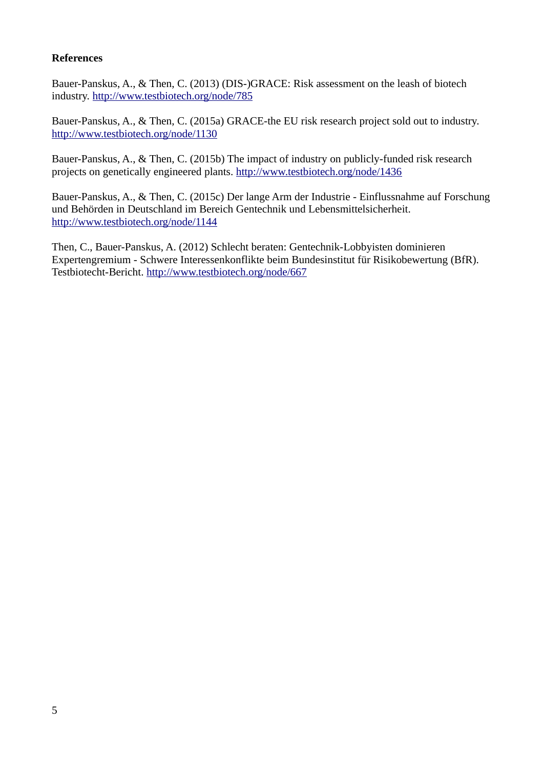**References**

Bauer-Panskus, A., & Then, C. (2013) (DIS-)GRACE: Risk assessment on the leash of biotech industry. http://www.testbiotech.org/node/785

Bauer-Panskus, A., & Then, C. (2015a) GRACE-the EU risk research project sold out to industry. http://www.testbiotech.org/node/1130

Bauer-Panskus, A., & Then, C. (2015b) The impact of industry on publicly-funded risk research projects on genetically engineered plants. http://www.testbiotech.org/node/1436

Bauer-Panskus, A., & Then, C. (2015c) Der lange Arm der Industrie - Einflussnahme auf Forschung und Behörden in Deutschland im Bereich Gentechnik und Lebensmittelsicherheit. http://www.testbiotech.org/node/1144

Then, C., Bauer-Panskus, A. (2012) Schlecht beraten: Gentechnik-Lobbyisten dominieren Expertengremium - Schwere Interessenkonflikte beim Bundesinstitut für Risikobewertung (BfR). Testbiotecht-Bericht. http://www.testbiotech.org/node/667